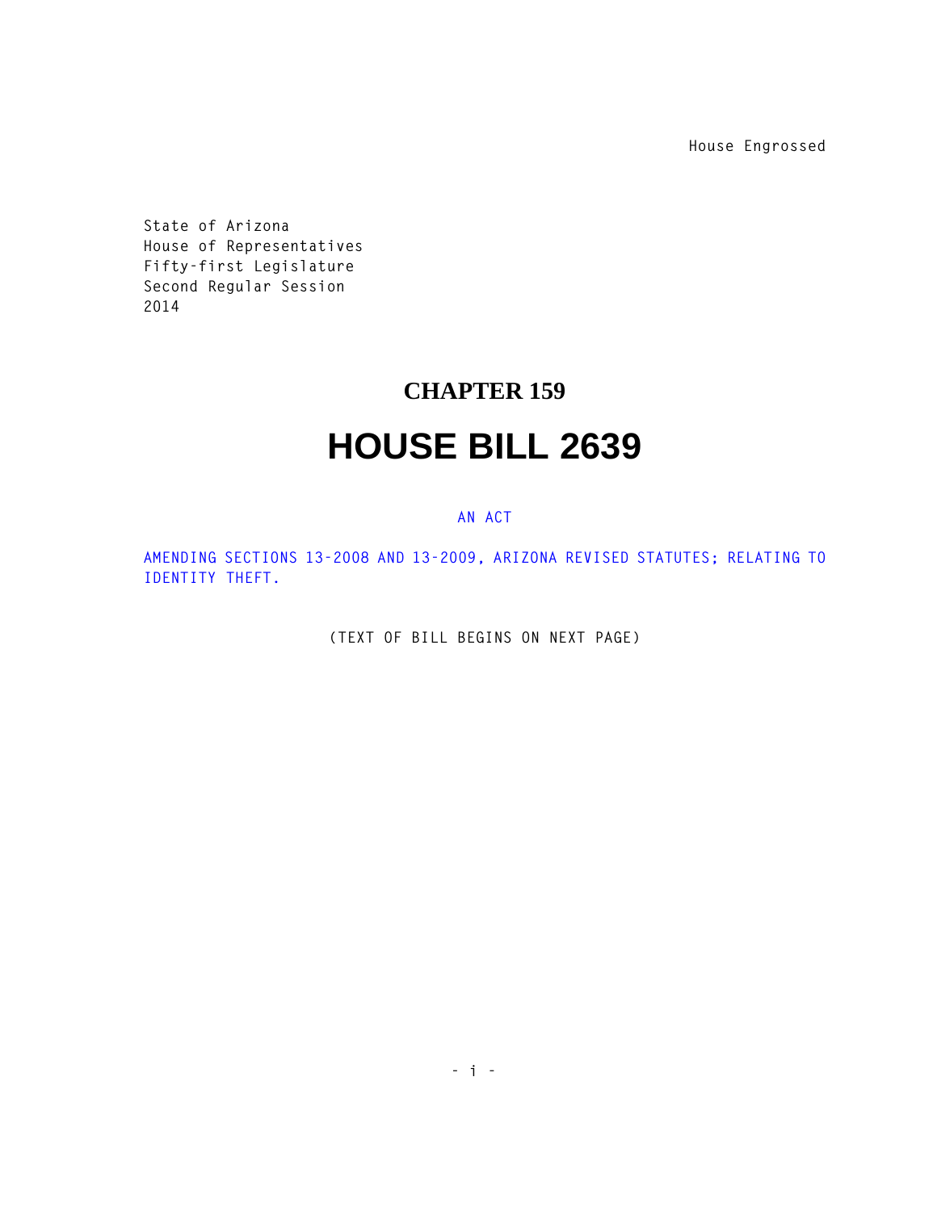House Engrossed

State of Arizona
House of Representatives
Fifty-first Legislature
Second Regular Session
2014

# CHAPTER 159

# HOUSE BILL 2639

AN ACT

AMENDING SECTIONS 13-2008 AND 13-2009, ARIZONA REVISED STATUTES; RELATING TO IDENTITY THEFT.

(TEXT OF BILL BEGINS ON NEXT PAGE)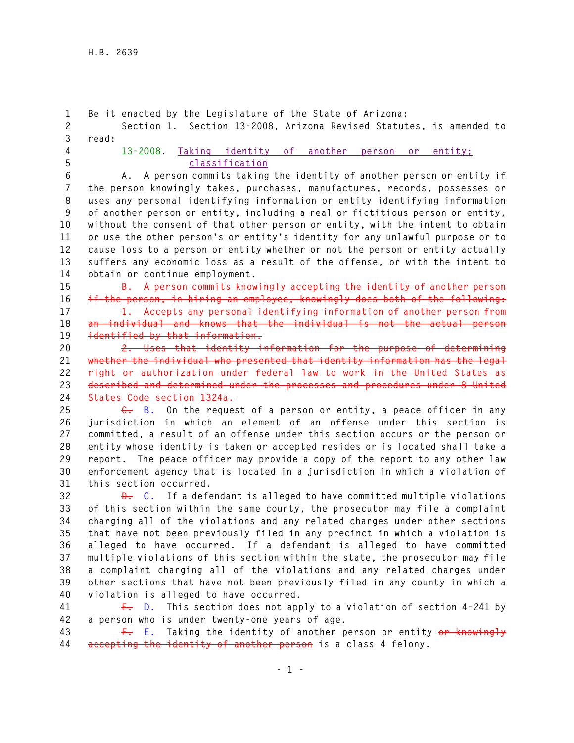H.B. 2639

Be it enacted by the Legislature of the State of Arizona:

Section 1. Section 13-2008, Arizona Revised Statutes, is amended to read:

13-2008. <u>Taking identity of another person or entity; classification</u>

A. A person commits taking the identity of another person or entity if the person knowingly takes, purchases, manufactures, records, possesses or uses any personal identifying information or entity identifying information of another person or entity, including a real or fictitious person or entity, without the consent of that other person or entity, with the intent to obtain or use the other person's or entity's identity for any unlawful purpose or to cause loss to a person or entity whether or not the person or entity actually suffers any economic loss as a result of the offense, or with the intent to obtain or continue employment.

~~B. A person commits knowingly accepting the identity of another person if the person, in hiring an employee, knowingly does both of the following:~~

~~1. Accepts any personal identifying information of another person from an individual and knows that the individual is not the actual person identified by that information.~~

~~2. Uses that identity information for the purpose of determining whether the individual who presented that identity information has the legal right or authorization under federal law to work in the United States as described and determined under the processes and procedures under 8 United States Code section 1324a.~~

~~C.~~ B. On the request of a person or entity, a peace officer in any jurisdiction in which an element of an offense under this section is committed, a result of an offense under this section occurs or the person or entity whose identity is taken or accepted resides or is located shall take a report. The peace officer may provide a copy of the report to any other law enforcement agency that is located in a jurisdiction in which a violation of this section occurred.

~~D.~~ C. If a defendant is alleged to have committed multiple violations of this section within the same county, the prosecutor may file a complaint charging all of the violations and any related charges under other sections that have not been previously filed in any precinct in which a violation is alleged to have occurred. If a defendant is alleged to have committed multiple violations of this section within the state, the prosecutor may file a complaint charging all of the violations and any related charges under other sections that have not been previously filed in any county in which a violation is alleged to have occurred.

~~E.~~ D. This section does not apply to a violation of section 4-241 by a person who is under twenty-one years of age.

~~F.~~ E. Taking the identity of another person or entity ~~or knowingly accepting the identity of another person~~ is a class 4 felony.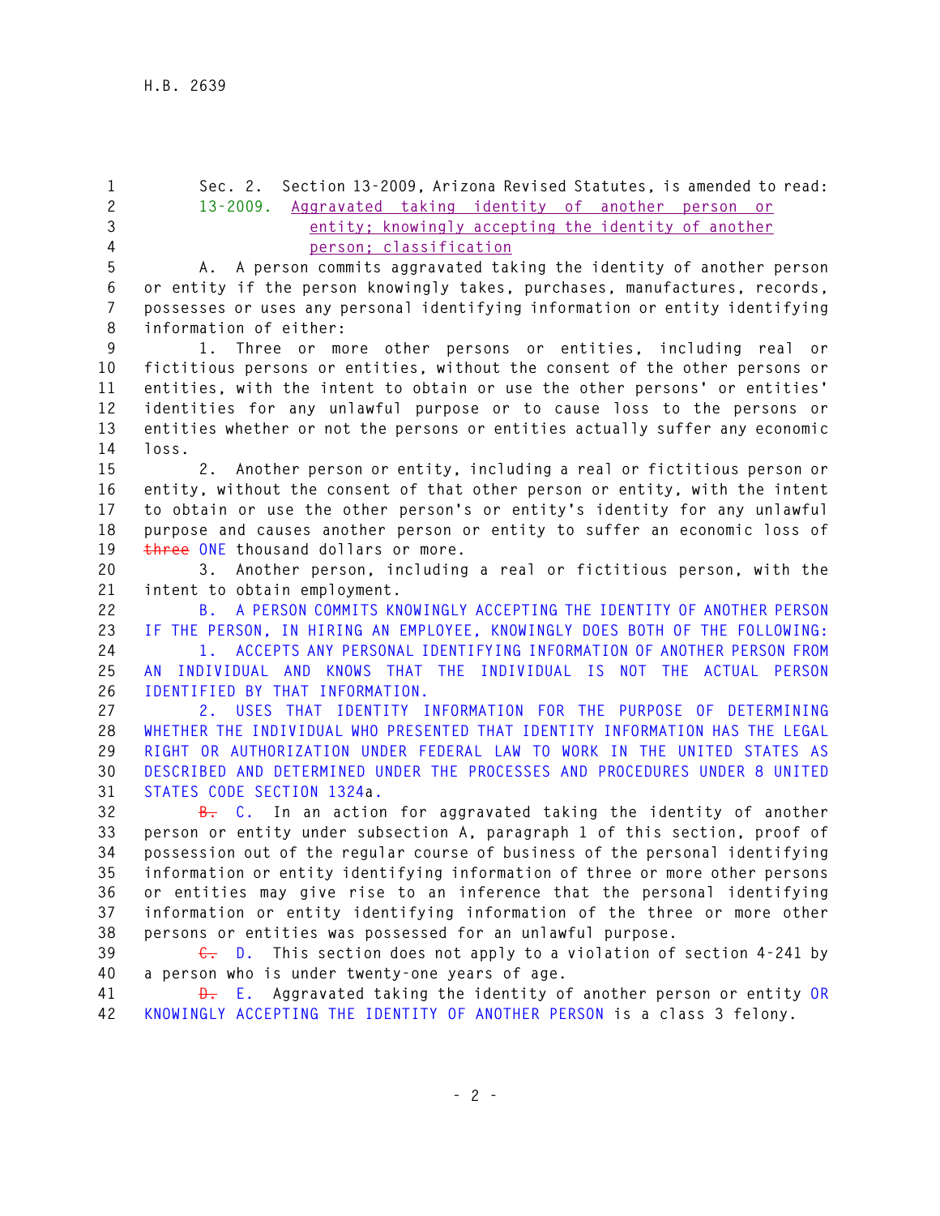Sec. 2. Section 13-2009, Arizona Revised Statutes, is amended to read:

13-2009. Aggravated taking identity of another person or entity; knowingly accepting the identity of another person; classification

A. A person commits aggravated taking the identity of another person or entity if the person knowingly takes, purchases, manufactures, records, possesses or uses any personal identifying information or entity identifying information of either:

1. Three or more other persons or entities, including real or fictitious persons or entities, without the consent of the other persons or entities, with the intent to obtain or use the other persons' or entities' identities for any unlawful purpose or to cause loss to the persons or entities whether or not the persons or entities actually suffer any economic loss.

2. Another person or entity, including a real or fictitious person or entity, without the consent of that other person or entity, with the intent to obtain or use the other person's or entity's identity for any unlawful purpose and causes another person or entity to suffer an economic loss of ~~three~~ ONE thousand dollars or more.

3. Another person, including a real or fictitious person, with the intent to obtain employment.

B. A PERSON COMMITS KNOWINGLY ACCEPTING THE IDENTITY OF ANOTHER PERSON IF THE PERSON, IN HIRING AN EMPLOYEE, KNOWINGLY DOES BOTH OF THE FOLLOWING:

1. ACCEPTS ANY PERSONAL IDENTIFYING INFORMATION OF ANOTHER PERSON FROM AN INDIVIDUAL AND KNOWS THAT THE INDIVIDUAL IS NOT THE ACTUAL PERSON IDENTIFIED BY THAT INFORMATION.

2. USES THAT IDENTITY INFORMATION FOR THE PURPOSE OF DETERMINING WHETHER THE INDIVIDUAL WHO PRESENTED THAT IDENTITY INFORMATION HAS THE LEGAL RIGHT OR AUTHORIZATION UNDER FEDERAL LAW TO WORK IN THE UNITED STATES AS DESCRIBED AND DETERMINED UNDER THE PROCESSES AND PROCEDURES UNDER 8 UNITED STATES CODE SECTION 1324a.

~~B.~~ C. In an action for aggravated taking the identity of another person or entity under subsection A, paragraph 1 of this section, proof of possession out of the regular course of business of the personal identifying information or entity identifying information of three or more other persons or entities may give rise to an inference that the personal identifying information or entity identifying information of the three or more other persons or entities was possessed for an unlawful purpose.

~~C.~~ D. This section does not apply to a violation of section 4-241 by a person who is under twenty-one years of age.

~~D.~~ E. Aggravated taking the identity of another person or entity OR KNOWINGLY ACCEPTING THE IDENTITY OF ANOTHER PERSON is a class 3 felony.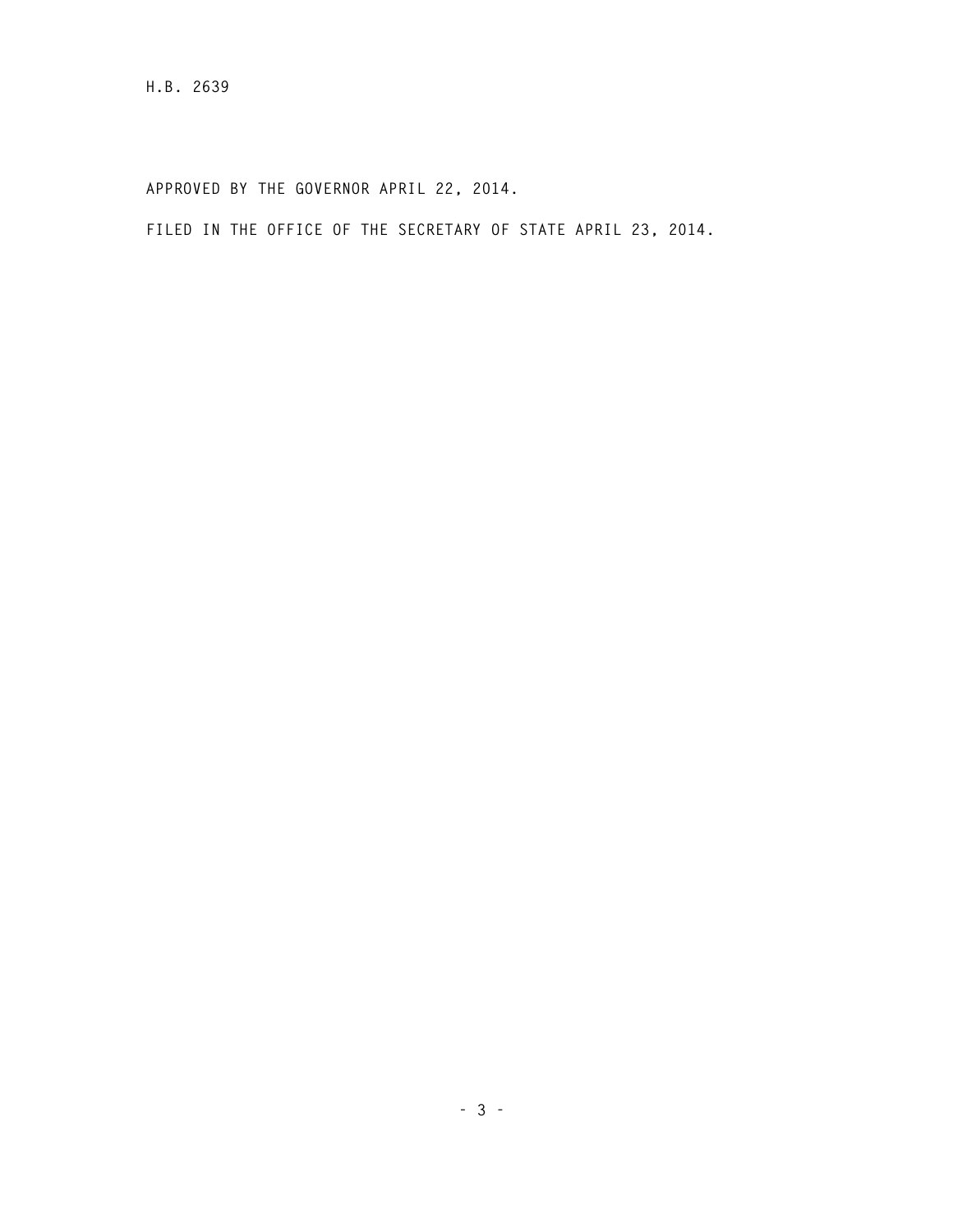H.B. 2639

APPROVED BY THE GOVERNOR APRIL 22, 2014.

FILED IN THE OFFICE OF THE SECRETARY OF STATE APRIL 23, 2014.